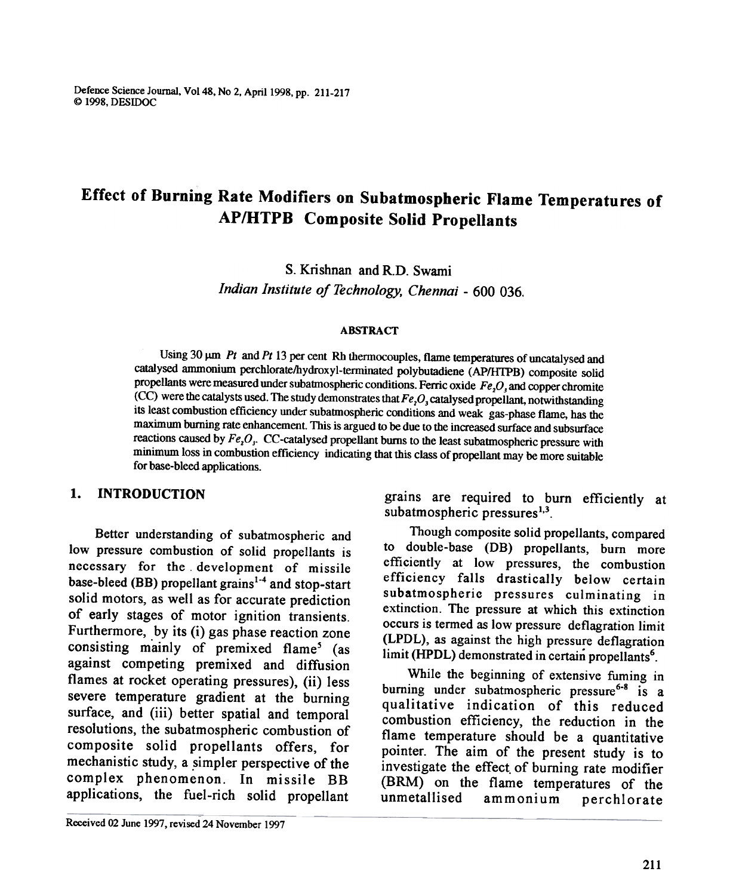# Effect of Burning Rate Modifiers on Subatmospheric Flame Temperatures of AP/HTPB Composite Solid Propellants

S. Krishnan and R.D. Swami

*Indian Institute of Technology, Chennai - 600 036.*

## ABSTRACT

Using 30 μm *Pt* and *Pt* 13 per cent Rh thermocouples, flame temperatures of uncatalysed and catalysed ammonium perchlorate/hydroxyl-terminated polybutadiene (AP/HTPB) composite solid propellants were measured under subatmospheric conditions. Ferric oxide $Fe_2O_3$ and copper chromite (CC) were the catalysts used. The study demonstrates that $Fe_2O_3$ catalysed propellant, notwithstanding its least combustion efficiency under subatmospheric conditions and weak gas-phase flame, has the maximum burning rate enhancement. This is argued to be due to the increased surface and subsurface reactions caused by $Fe_2O_3$. CC-catalysed propellant burns to the least subatmospheric pressure with minimum loss in combustion efficiency indicating that this class of propellant may be more suitable for base-bleed applications.

## 1. INTRODUCTION

Better understanding of subatmospheric and low pressure combustion of solid propellants is necessary for the development of missile base-bleed (BB) propellant grains[1-4] and stop-start solid motors, as well as for accurate prediction of early stages of motor ignition transients. Furthermore, by its (i) gas phase reaction zone consisting mainly of premixed flame[5] (as against competing premixed and diffusion flames at rocket operating pressures), (ii) less severe temperature gradient at the burning surface, and (iii) better spatial and temporal resolutions, the subatmospheric combustion of composite solid propellants offers, for mechanistic study, a simpler perspective of the complex phenomenon. In missile BB applications, the fuel-rich solid propellant grains are required to burn efficiently at subatmospheric pressures[1,3].

Though composite solid propellants, compared to double-base (DB) propellants, burn more efficiently at low pressures, the combustion efficiency falls drastically below certain subatmospheric pressures culminating in extinction. The pressure at which this extinction occurs is termed as low pressure deflagration limit (LPDL), as against the high pressure deflagration limit (HPDL) demonstrated in certain propellants[6].

While the beginning of extensive fuming in burning under subatmospheric pressure[6-8] is a qualitative indication of this reduced combustion efficiency, the reduction in the flame temperature should be a quantitative pointer. The aim of the present study is to investigate the effect of burning rate modifier (BRM) on the flame temperatures of the unmetallised ammonium perchlorate

Received 02 June 1997, revised 24 November 1997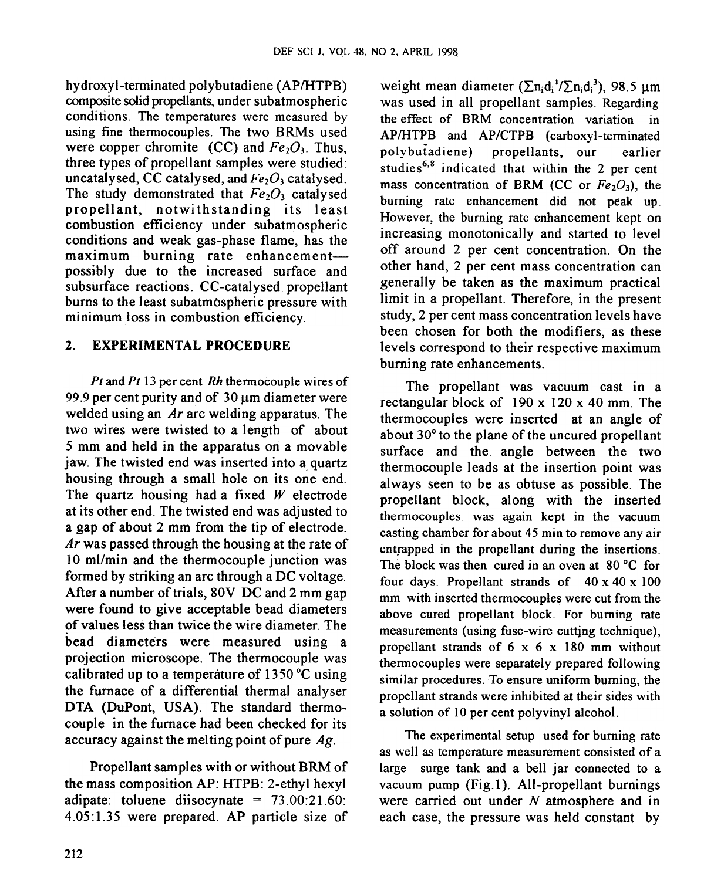hydroxyl-terminated polybutadiene (AP/HTPB) composite solid propellants, under subatmospheric conditions. The temperatures were measured by using fine thermocouples. The two BRMs used were copper chromite (CC) and $Fe_2O_3$. Thus, three types of propellant samples were studied: uncatalysed, CC catalysed, and $Fe_2O_3$ catalysed. The study demonstrated that $Fe_2O_3$ catalysed propellant, notwithstanding its least combustion efficiency under subatmospheric conditions and weak gas-phase flame, has the maximum burning rate enhancement—possibly due to the increased surface and subsurface reactions. CC-catalysed propellant burns to the least subatmospheric pressure with minimum loss in combustion efficiency.

## 2. EXPERIMENTAL PROCEDURE

*Pt* and *Pt* 13 per cent *Rh* thermocouple wires of 99.9 per cent purity and of 30 μm diameter were welded using an *Ar* arc welding apparatus. The two wires were twisted to a length of about 5 mm and held in the apparatus on a movable jaw. The twisted end was inserted into a quartz housing through a small hole on its one end. The quartz housing had a fixed *W* electrode at its other end. The twisted end was adjusted to a gap of about 2 mm from the tip of electrode. *Ar* was passed through the housing at the rate of 10 ml/min and the thermocouple junction was formed by striking an arc through a DC voltage. After a number of trials, 80V DC and 2 mm gap were found to give acceptable bead diameters of values less than twice the wire diameter. The bead diameters were measured using a projection microscope. The thermocouple was calibrated up to a temperature of 1350 °C using the furnace of a differential thermal analyser DTA (DuPont, USA). The standard thermocouple in the furnace had been checked for its accuracy against the melting point of pure *Ag*.

Propellant samples with or without BRM of the mass composition AP: HTPB: 2-ethyl hexyl adipate: toluene diisocynate = 73.00:21.60: 4.05:1.35 were prepared. AP particle size of weight mean diameter ($\sum n_i d_i^4 / \sum n_i d_i^3$), 98.5 μm was used in all propellant samples. Regarding the effect of BRM concentration variation in AP/HTPB and AP/CTPB (carboxyl-terminated polybutadiene) propellants, our earlier studies[6,8] indicated that within the 2 per cent mass concentration of BRM (CC or $Fe_2O_3$), the burning rate enhancement did not peak up. However, the burning rate enhancement kept on increasing monotonically and started to level off around 2 per cent concentration. On the other hand, 2 per cent mass concentration can generally be taken as the maximum practical limit in a propellant. Therefore, in the present study, 2 per cent mass concentration levels have been chosen for both the modifiers, as these levels correspond to their respective maximum burning rate enhancements.

The propellant was vacuum cast in a rectangular block of 190 x 120 x 40 mm. The thermocouples were inserted at an angle of about 30° to the plane of the uncured propellant surface and the angle between the two thermocouple leads at the insertion point was always seen to be as obtuse as possible. The propellant block, along with the inserted thermocouples, was again kept in the vacuum casting chamber for about 45 min to remove any air entrapped in the propellant during the insertions. The block was then cured in an oven at 80 °C for four days. Propellant strands of 40 x 40 x 100 mm with inserted thermocouples were cut from the above cured propellant block. For burning rate measurements (using fuse-wire cutting technique), propellant strands of 6 x 6 x 180 mm without thermocouples were separately prepared following similar procedures. To ensure uniform burning, the propellant strands were inhibited at their sides with a solution of 10 per cent polyvinyl alcohol.

The experimental setup used for burning rate as well as temperature measurement consisted of a large surge tank and a bell jar connected to a vacuum pump (Fig. 1). All-propellant burnings were carried out under *N* atmosphere and in each case, the pressure was held constant by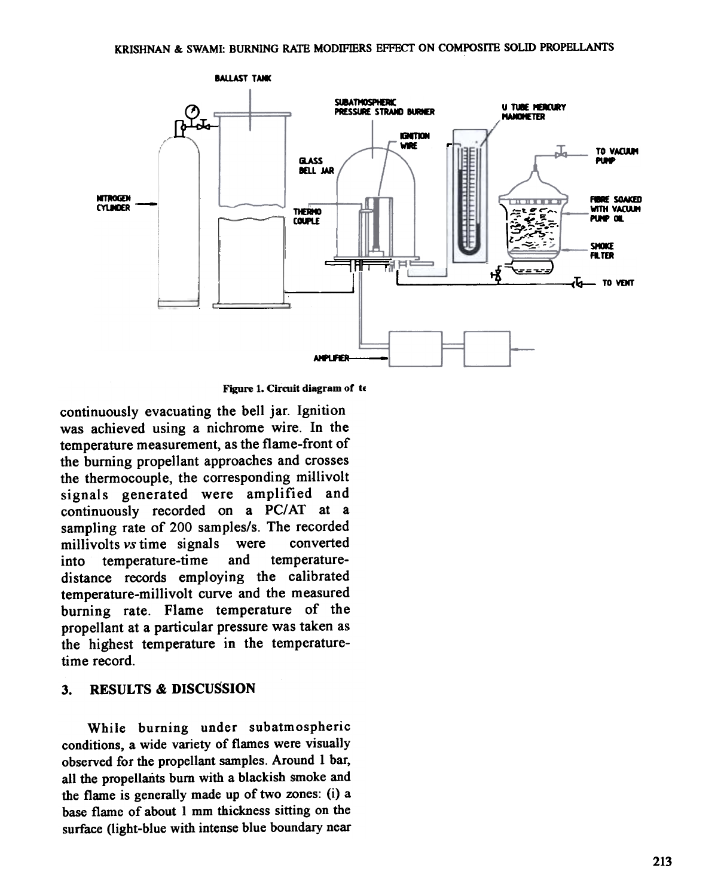Figure 1. Circuit diagram of te

continuously evacuating the bell jar. Ignition was achieved using a nichrome wire. In the temperature measurement, as the flame-front of the burning propellant approaches and crosses the thermocouple, the corresponding millivolt signals generated were amplified and continuously recorded on a PC/AT at a sampling rate of 200 samples/s. The recorded millivolts *vs* time signals were converted into temperature-time and temperature-distance records employing the calibrated temperature-millivolt curve and the measured burning rate. Flame temperature of the propellant at a particular pressure was taken as the highest temperature in the temperature-time record.

## 3. RESULTS & DISCUSSION

While burning under subatmospheric conditions, a wide variety of flames were visually observed for the propellant samples. Around 1 bar, all the propellants burn with a blackish smoke and the flame is generally made up of two zones: (i) a base flame of about 1 mm thickness sitting on the surface (light-blue with intense blue boundary near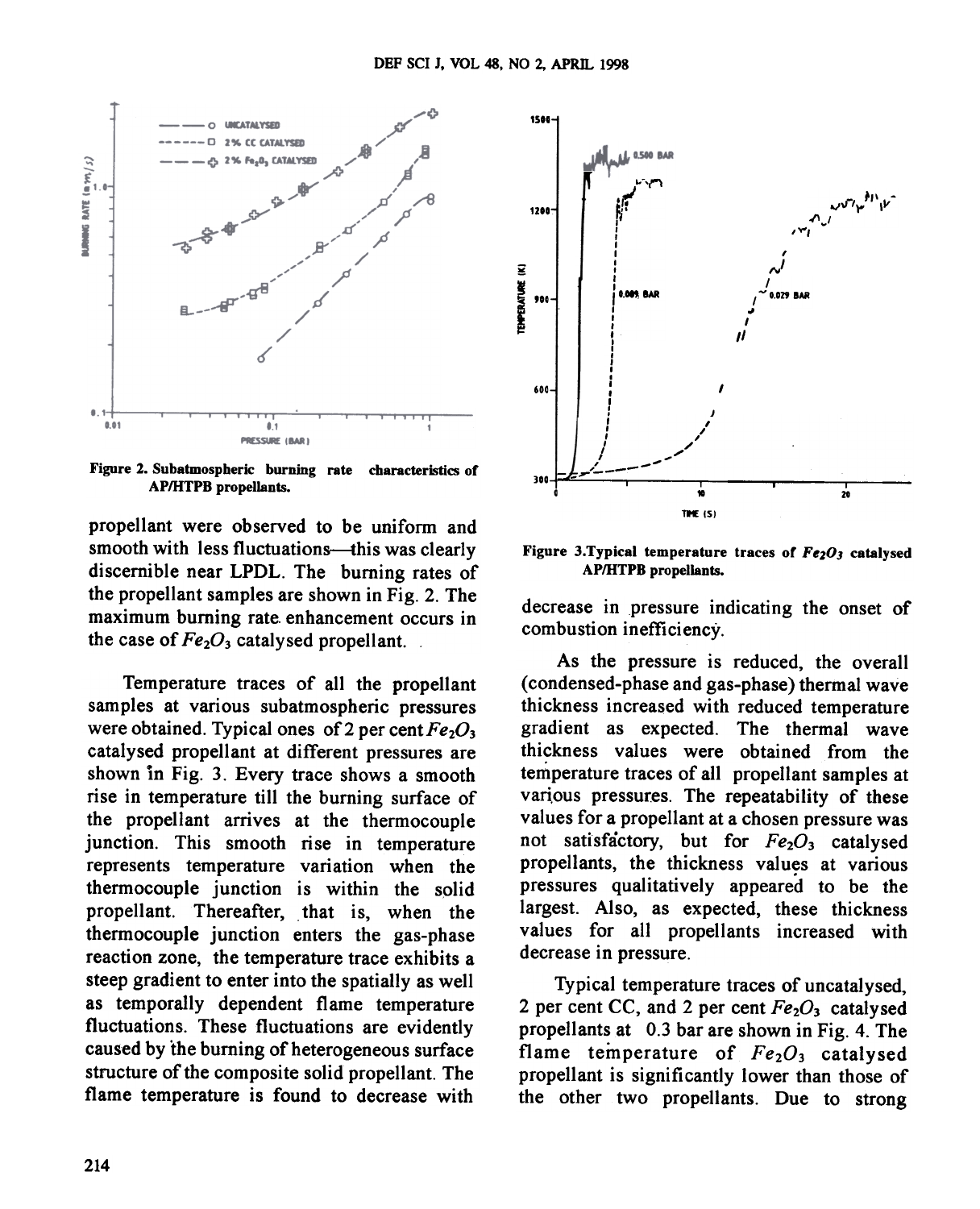Figure 2. Subatmospheric burning rate characteristics of AP/HTPB propellants.

propellant were observed to be uniform and smooth with less fluctuations—this was clearly discernible near LPDL. The burning rates of the propellant samples are shown in Fig. 2. The maximum burning rate enhancement occurs in the case of $Fe_2O_3$ catalysed propellant.

Temperature traces of all the propellant samples at various subatmospheric pressures were obtained. Typical ones of 2 per cent $Fe_2O_3$ catalysed propellant at different pressures are shown in Fig. 3. Every trace shows a smooth rise in temperature till the burning surface of the propellant arrives at the thermocouple junction. This smooth rise in temperature represents temperature variation when the thermocouple junction is within the solid propellant. Thereafter, that is, when the thermocouple junction enters the gas-phase reaction zone, the temperature trace exhibits a steep gradient to enter into the spatially as well as temporally dependent flame temperature fluctuations. These fluctuations are evidently caused by the burning of heterogeneous surface structure of the composite solid propellant. The flame temperature is found to decrease with decrease in pressure indicating the onset of combustion inefficiency.

Figure 3. Typical temperature traces of $Fe_2O_3$ catalysed AP/HTPB propellants.

As the pressure is reduced, the overall (condensed-phase and gas-phase) thermal wave thickness increased with reduced temperature gradient as expected. The thermal wave thickness values were obtained from the temperature traces of all propellant samples at various pressures. The repeatability of these values for a propellant at a chosen pressure was not satisfactory, but for $Fe_2O_3$ catalysed propellants, the thickness values at various pressures qualitatively appeared to be the largest. Also, as expected, these thickness values for all propellants increased with decrease in pressure.

Typical temperature traces of uncatalysed, 2 per cent CC, and 2 per cent $Fe_2O_3$ catalysed propellants at 0.3 bar are shown in Fig. 4. The flame temperature of $Fe_2O_3$ catalysed propellant is significantly lower than those of the other two propellants. Due to strong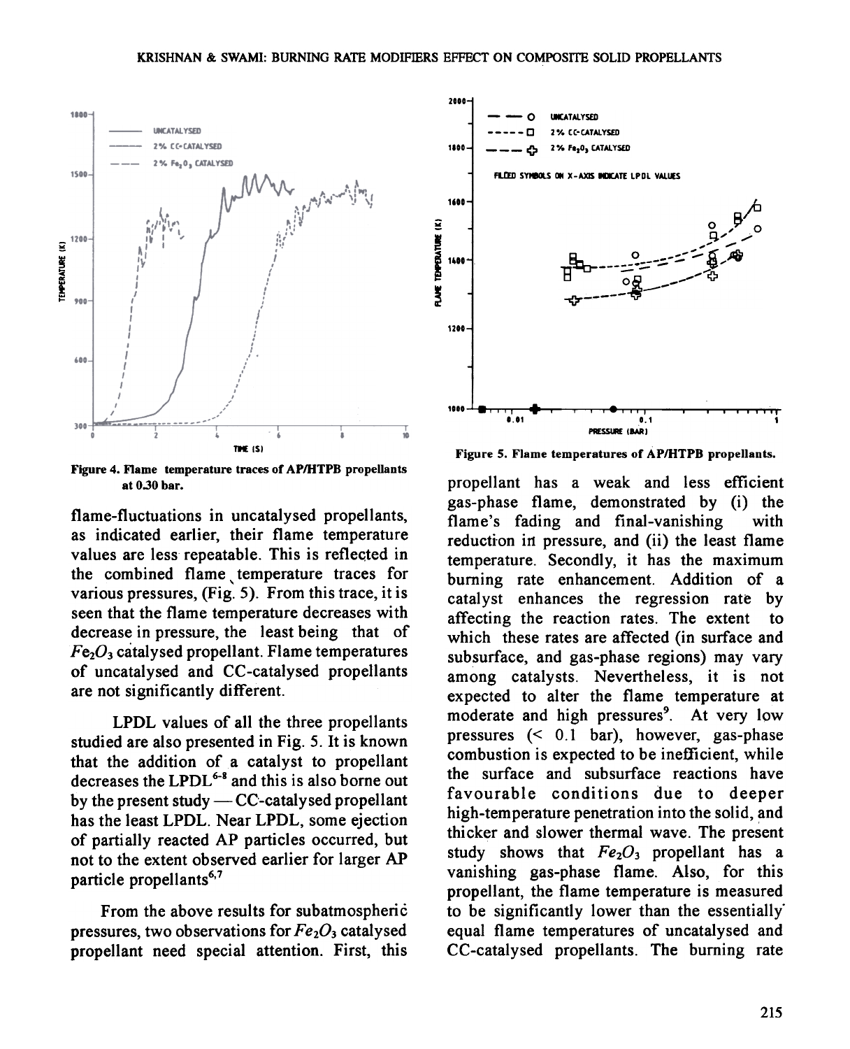Figure 4. Flame temperature traces of AP/HTPB propellants at 0.30 bar.

Figure 5. Flame temperatures of AP/HTPB propellants.

flame-fluctuations in uncatalysed propellants, as indicated earlier, their flame temperature values are less repeatable. This is reflected in the combined flame temperature traces for various pressures, (Fig. 5). From this trace, it is seen that the flame temperature decreases with decrease in pressure, the least being that of $Fe_2O_3$ catalysed propellant. Flame temperatures of uncatalysed and CC-catalysed propellants are not significantly different.

LPDL values of all the three propellants studied are also presented in Fig. 5. It is known that the addition of a catalyst to propellant decreases the LPDL[6-8] and this is also borne out by the present study — CC-catalysed propellant has the least LPDL. Near LPDL, some ejection of partially reacted AP particles occurred, but not to the extent observed earlier for larger AP particle propellants[6,7]

From the above results for subatmospheric pressures, two observations for $Fe_2O_3$ catalysed propellant need special attention. First, this propellant has a weak and less efficient gas-phase flame, demonstrated by (i) the flame's fading and final-vanishing with reduction in pressure, and (ii) the least flame temperature. Secondly, it has the maximum burning rate enhancement. Addition of a catalyst enhances the regression rate by affecting the reaction rates. The extent to which these rates are affected (in surface and subsurface, and gas-phase regions) may vary among catalysts. Nevertheless, it is not expected to alter the flame temperature at moderate and high pressures[9]. At very low pressures (< 0.1 bar), however, gas-phase combustion is expected to be inefficient, while the surface and subsurface reactions have favourable conditions due to deeper high-temperature penetration into the solid, and thicker and slower thermal wave. The present study shows that $Fe_2O_3$ propellant has a vanishing gas-phase flame. Also, for this propellant, the flame temperature is measured to be significantly lower than the essentially equal flame temperatures of uncatalysed and CC-catalysed propellants. The burning rate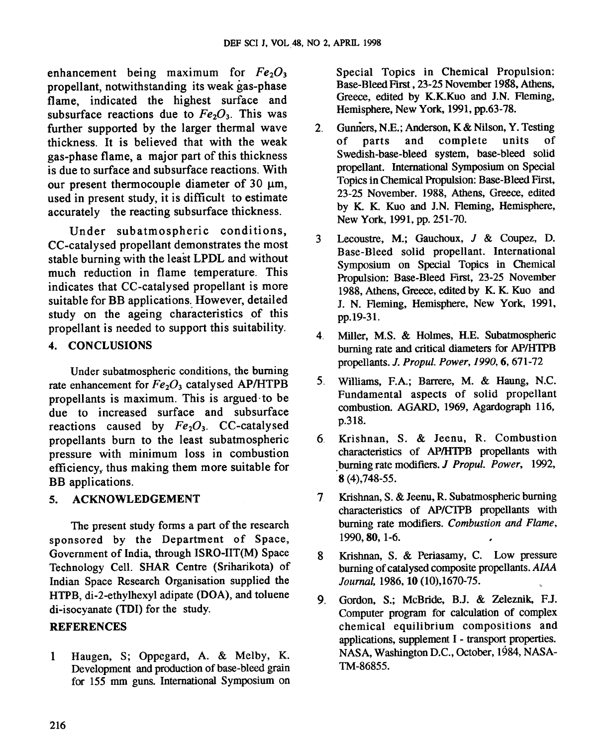enhancement being maximum for $Fe_2O_3$ propellant, notwithstanding its weak gas-phase flame, indicated the highest surface and subsurface reactions due to $Fe_2O_3$. This was further supported by the larger thermal wave thickness. It is believed that with the weak gas-phase flame, a major part of this thickness is due to surface and subsurface reactions. With our present thermocouple diameter of 30 μm, used in present study, it is difficult to estimate accurately the reacting subsurface thickness.

Under subatmospheric conditions, CC-catalysed propellant demonstrates the most stable burning with the least LPDL and without much reduction in flame temperature. This indicates that CC-catalysed propellant is more suitable for BB applications. However, detailed study on the ageing characteristics of this propellant is needed to support this suitability.

## 4. CONCLUSIONS

Under subatmospheric conditions, the burning rate enhancement for $Fe_2O_3$ catalysed AP/HTPB propellants is maximum. This is argued to be due to increased surface and subsurface reactions caused by $Fe_2O_3$. CC-catalysed propellants burn to the least subatmospheric pressure with minimum loss in combustion efficiency, thus making them more suitable for BB applications.

## 5. ACKNOWLEDGEMENT

The present study forms a part of the research sponsored by the Department of Space, Government of India, through ISRO-IIT(M) Space Technology Cell. SHAR Centre (Sriharikota) of Indian Space Research Organisation supplied the HTPB, di-2-ethylhexyl adipate (DOA), and toluene di-isocyanate (TDI) for the study.

## REFERENCES

1. Haugen, S; Oppegard, A. & Melby, K. Development and production of base-bleed grain for 155 mm guns. International Symposium on Special Topics in Chemical Propulsion: Base-Bleed First, 23-25 November 1988, Athens, Greece, edited by K.K.Kuo and J.N. Fleming, Hemisphere, New York, 1991, pp.63-78.
2. Gunners, N.E.; Anderson, K & Nilson, Y. Testing of parts and complete units of Swedish-base-bleed system, base-bleed solid propellant. International Symposium on Special Topics in Chemical Propulsion: Base-Bleed First, 23-25 November. 1988, Athens, Greece, edited by K. K. Kuo and J.N. Fleming, Hemisphere, New York, 1991, pp. 251-70.
3. Lecoustre, M.; Gauchoux, J & Coupez, D. Base-Bleed solid propellant. International Symposium on Special Topics in Chemical Propulsion: Base-Bleed First, 23-25 November 1988, Athens, Greece, edited by K. K. Kuo and J. N. Fleming, Hemisphere, New York, 1991, pp.19-31.
4. Miller, M.S. & Holmes, H.E. Subatmospheric burning rate and critical diameters for AP/HTPB propellants. *J. Propul. Power, 1990*, **6**, 671-72
5. Williams, F.A.; Barrere, M. & Haung, N.C. Fundamental aspects of solid propellant combustion. AGARD, 1969, Agardograph 116, p.318.
6. Krishnan, S. & Jeenu, R. Combustion characteristics of AP/HTPB propellants with burning rate modifiers. *J Propul. Power*, 1992, **8** (4),748-55.
7. Krishnan, S. & Jeenu, R. Subatmospheric burning characteristics of AP/CTPB propellants with burning rate modifiers. *Combustion and Flame*, 1990, **80**, 1-6.
8. Krishnan, S. & Periasamy, C. Low pressure burning of catalysed composite propellants. *AIAA Journal*, 1986, **10** (10),1670-75.
9. Gordon, S.; McBride, B.J. & Zeleznik, F.J. Computer program for calculation of complex chemical equilibrium compositions and applications, supplement I - transport properties. NASA, Washington D.C., October, 1984, NASA-TM-86855.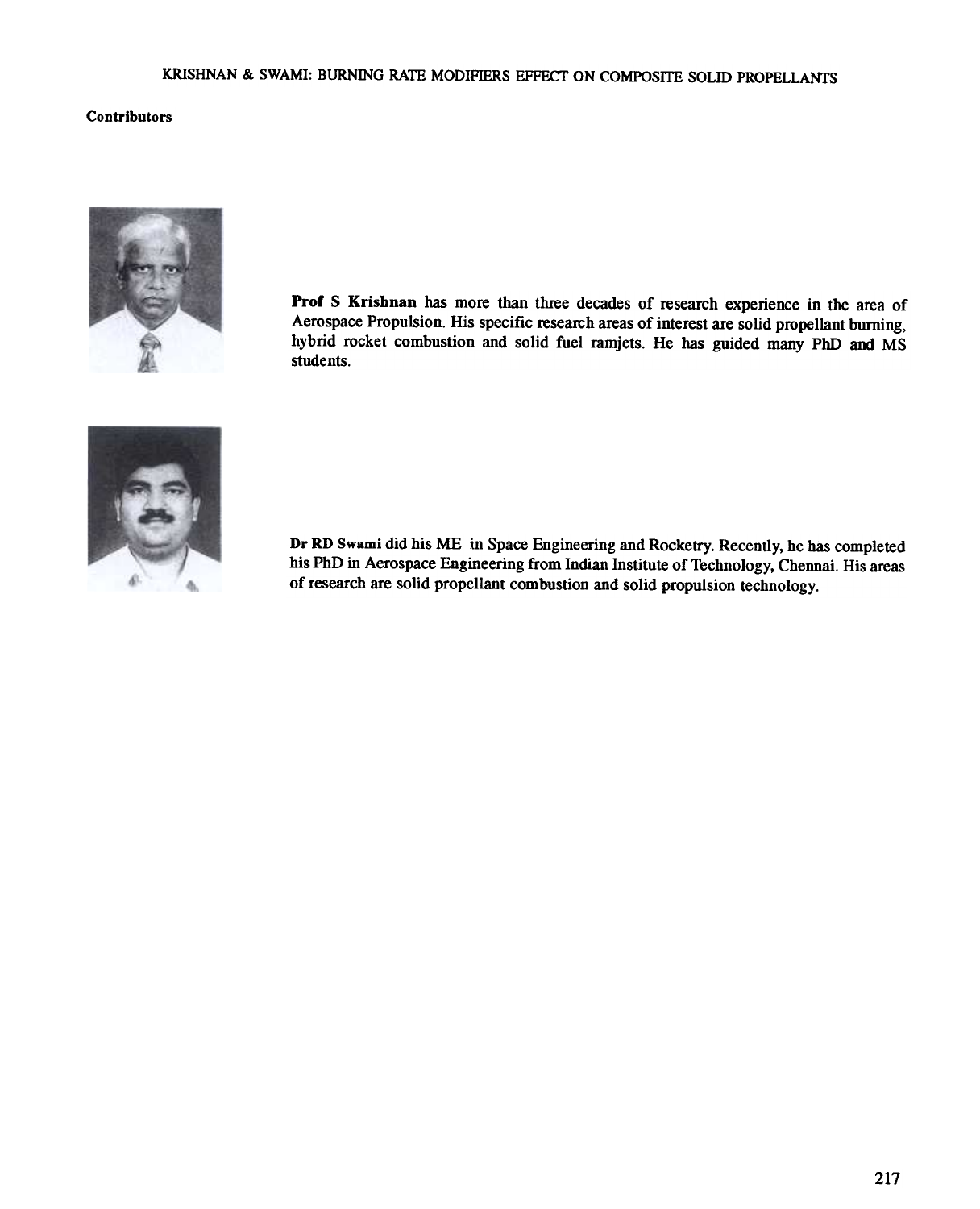**Contributors**

**Prof S Krishnan** has more than three decades of research experience in the area of Aerospace Propulsion. His specific research areas of interest are solid propellant burning, hybrid rocket combustion and solid fuel ramjets. He has guided many PhD and MS students.

**Dr RD Swami** did his ME in Space Engineering and Rocketry. Recently, he has completed his PhD in Aerospace Engineering from Indian Institute of Technology, Chennai. His areas of research are solid propellant combustion and solid propulsion technology.